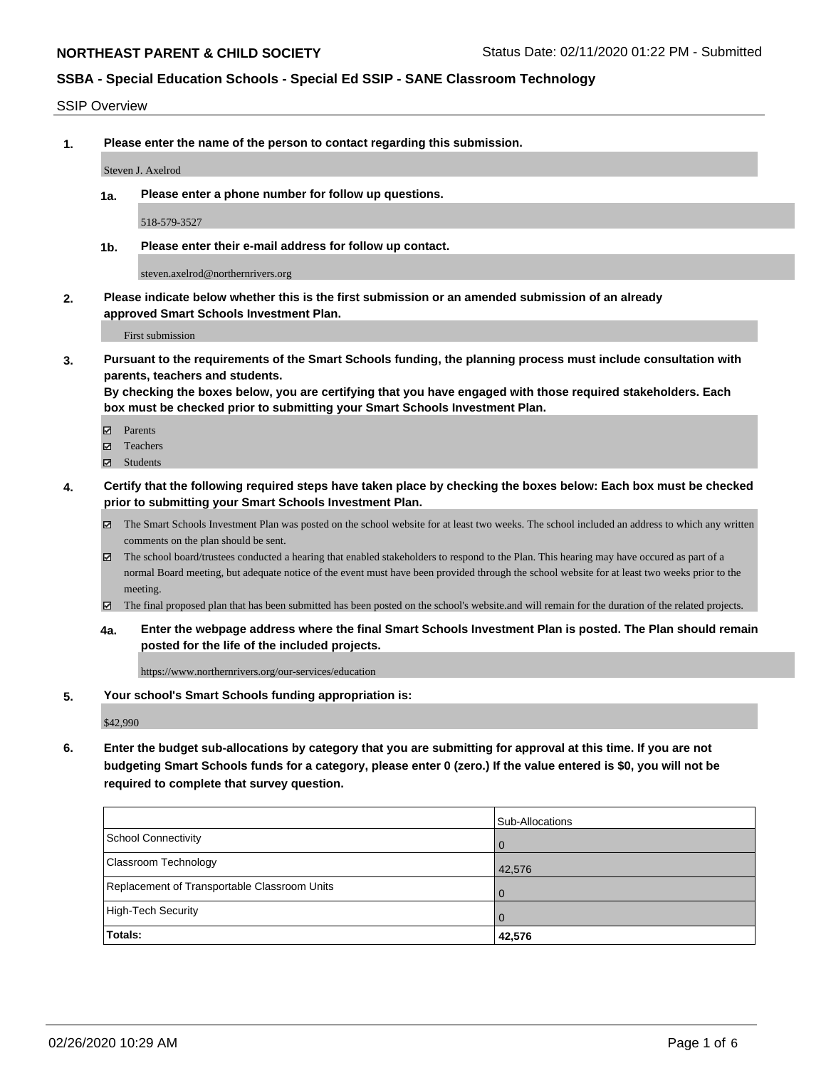**NORTHEAST PARENT & CHILD SOCIETY** Status Date: 02/11/2020 01:22 PM - Submitted

**SSBA - Special Education Schools - Special Ed SSIP - SANE Classroom Technology**

SSIP Overview

**1. Please enter the name of the person to contact regarding this submission.**

Steven J. Axelrod

**1a. Please enter a phone number for follow up questions.**

518-579-3527

**1b. Please enter their e-mail address for follow up contact.**

steven.axelrod@northernrivers.org

**2. Please indicate below whether this is the first submission or an amended submission of an already approved Smart Schools Investment Plan.**

First submission

**3. Pursuant to the requirements of the Smart Schools funding, the planning process must include consultation with parents, teachers and students.**
**By checking the boxes below, you are certifying that you have engaged with those required stakeholders. Each box must be checked prior to submitting your Smart Schools Investment Plan.**

- ☑ Parents
- ☑ Teachers
- ☑ Students

**4. Certify that the following required steps have taken place by checking the boxes below: Each box must be checked prior to submitting your Smart Schools Investment Plan.**

- ☑ The Smart Schools Investment Plan was posted on the school website for at least two weeks. The school included an address to which any written comments on the plan should be sent.
- ☑ The school board/trustees conducted a hearing that enabled stakeholders to respond to the Plan. This hearing may have occured as part of a normal Board meeting, but adequate notice of the event must have been provided through the school website for at least two weeks prior to the meeting.
- ☑ The final proposed plan that has been submitted has been posted on the school's website.and will remain for the duration of the related projects.

**4a. Enter the webpage address where the final Smart Schools Investment Plan is posted. The Plan should remain posted for the life of the included projects.**

https://www.northernrivers.org/our-services/education

**5. Your school's Smart Schools funding appropriation is:**

$42,990

**6. Enter the budget sub-allocations by category that you are submitting for approval at this time. If you are not budgeting Smart Schools funds for a category, please enter 0 (zero.) If the value entered is $0, you will not be required to complete that survey question.**

| | Sub-Allocations |
|---|---|
| School Connectivity | 0 |
| Classroom Technology | 42,576 |
| Replacement of Transportable Classroom Units | 0 |
| High-Tech Security | 0 |
| **Totals:** | **42,576** |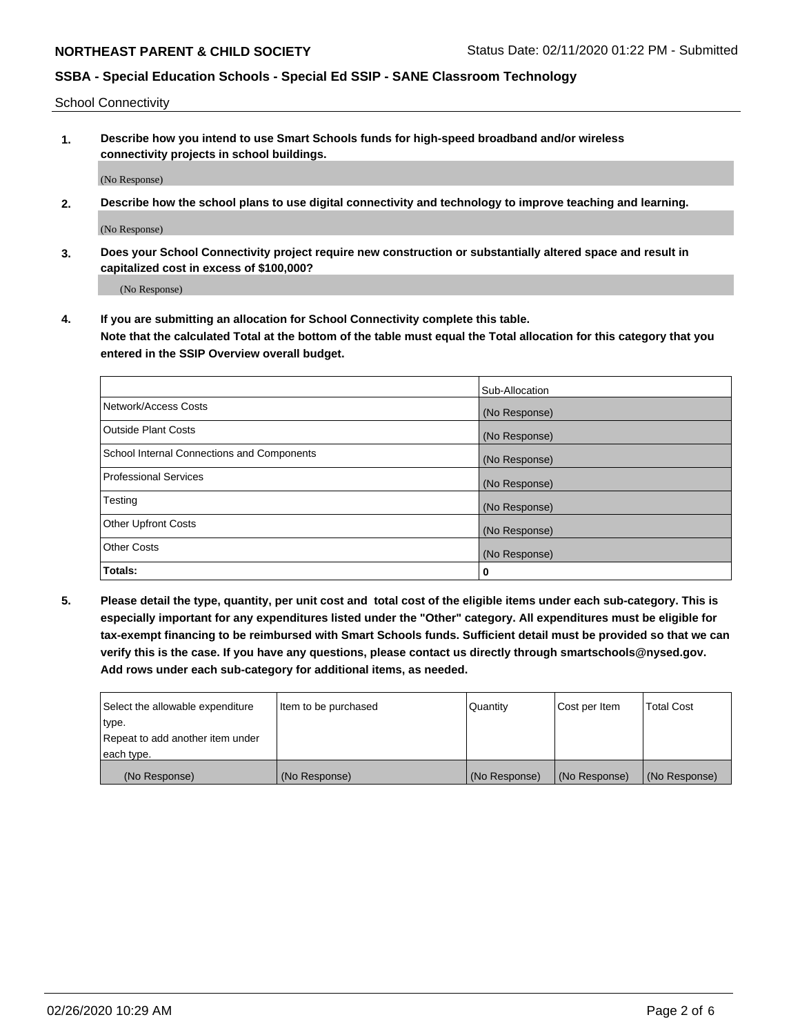School Connectivity

**1. Describe how you intend to use Smart Schools funds for high-speed broadband and/or wireless connectivity projects in school buildings.**

(No Response)

**2. Describe how the school plans to use digital connectivity and technology to improve teaching and learning.**

(No Response)

**3. Does your School Connectivity project require new construction or substantially altered space and result in capitalized cost in excess of $100,000?**

(No Response)

**4. If you are submitting an allocation for School Connectivity complete this table. Note that the calculated Total at the bottom of the table must equal the Total allocation for this category that you entered in the SSIP Overview overall budget.**

| | Sub-Allocation |
|---|---|
| Network/Access Costs | (No Response) |
| Outside Plant Costs | (No Response) |
| School Internal Connections and Components | (No Response) |
| Professional Services | (No Response) |
| Testing | (No Response) |
| Other Upfront Costs | (No Response) |
| Other Costs | (No Response) |
| **Totals:** | **0** |

**5. Please detail the type, quantity, per unit cost and total cost of the eligible items under each sub-category. This is especially important for any expenditures listed under the "Other" category. All expenditures must be eligible for tax-exempt financing to be reimbursed with Smart Schools funds. Sufficient detail must be provided so that we can verify this is the case. If you have any questions, please contact us directly through smartschools@nysed.gov. Add rows under each sub-category for additional items, as needed.**

| Select the allowable expenditure type. Repeat to add another item under each type. | Item to be purchased | Quantity | Cost per Item | Total Cost |
|---|---|---|---|---|
| (No Response) | (No Response) | (No Response) | (No Response) | (No Response) |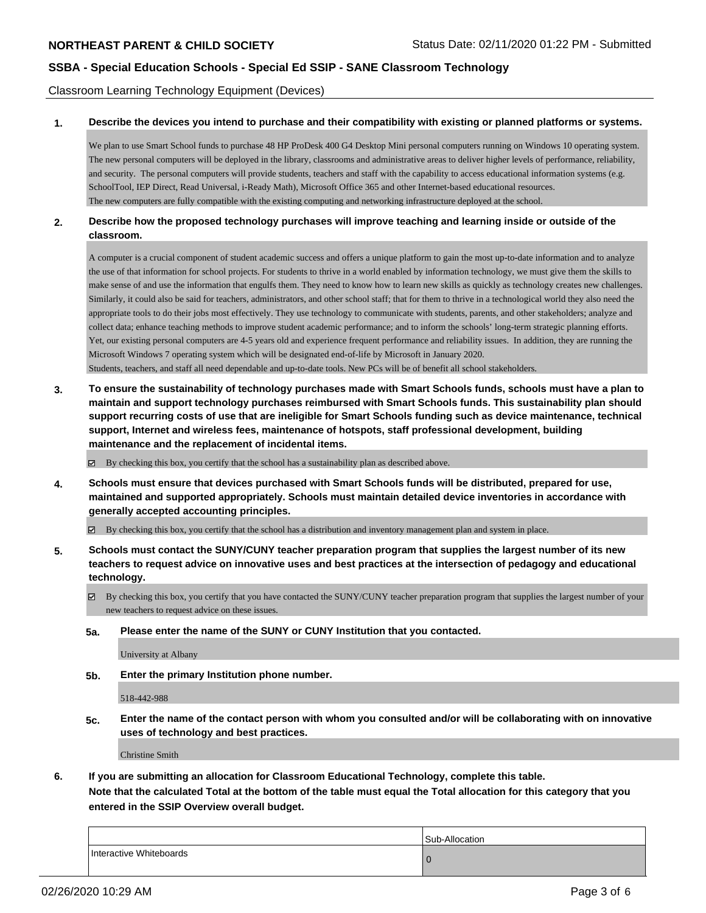Classroom Learning Technology Equipment (Devices)

**1. Describe the devices you intend to purchase and their compatibility with existing or planned platforms or systems.**

We plan to use Smart School funds to purchase 48 HP ProDesk 400 G4 Desktop Mini personal computers running on Windows 10 operating system. The new personal computers will be deployed in the library, classrooms and administrative areas to deliver higher levels of performance, reliability, and security. The personal computers will provide students, teachers and staff with the capability to access educational information systems (e.g. SchoolTool, IEP Direct, Read Universal, i-Ready Math), Microsoft Office 365 and other Internet-based educational resources.
The new computers are fully compatible with the existing computing and networking infrastructure deployed at the school.

**2. Describe how the proposed technology purchases will improve teaching and learning inside or outside of the classroom.**

A computer is a crucial component of student academic success and offers a unique platform to gain the most up-to-date information and to analyze the use of that information for school projects. For students to thrive in a world enabled by information technology, we must give them the skills to make sense of and use the information that engulfs them. They need to know how to learn new skills as quickly as technology creates new challenges. Similarly, it could also be said for teachers, administrators, and other school staff; that for them to thrive in a technological world they also need the appropriate tools to do their jobs most effectively. They use technology to communicate with students, parents, and other stakeholders; analyze and collect data; enhance teaching methods to improve student academic performance; and to inform the schools' long-term strategic planning efforts. Yet, our existing personal computers are 4-5 years old and experience frequent performance and reliability issues. In addition, they are running the Microsoft Windows 7 operating system which will be designated end-of-life by Microsoft in January 2020.
Students, teachers, and staff all need dependable and up-to-date tools. New PCs will be of benefit all school stakeholders.

**3. To ensure the sustainability of technology purchases made with Smart Schools funds, schools must have a plan to maintain and support technology purchases reimbursed with Smart Schools funds. This sustainability plan should support recurring costs of use that are ineligible for Smart Schools funding such as device maintenance, technical support, Internet and wireless fees, maintenance of hotspots, staff professional development, building maintenance and the replacement of incidental items.**

☑ By checking this box, you certify that the school has a sustainability plan as described above.

**4. Schools must ensure that devices purchased with Smart Schools funds will be distributed, prepared for use, maintained and supported appropriately. Schools must maintain detailed device inventories in accordance with generally accepted accounting principles.**

☑ By checking this box, you certify that the school has a distribution and inventory management plan and system in place.

**5. Schools must contact the SUNY/CUNY teacher preparation program that supplies the largest number of its new teachers to request advice on innovative uses and best practices at the intersection of pedagogy and educational technology.**

☑ By checking this box, you certify that you have contacted the SUNY/CUNY teacher preparation program that supplies the largest number of your new teachers to request advice on these issues.

**5a. Please enter the name of the SUNY or CUNY Institution that you contacted.**

University at Albany

**5b. Enter the primary Institution phone number.**

518-442-988

**5c. Enter the name of the contact person with whom you consulted and/or will be collaborating with on innovative uses of technology and best practices.**

Christine Smith

**6. If you are submitting an allocation for Classroom Educational Technology, complete this table.**
**Note that the calculated Total at the bottom of the table must equal the Total allocation for this category that you entered in the SSIP Overview overall budget.**

| | Sub-Allocation |
|---|---|
| Interactive Whiteboards | 0 |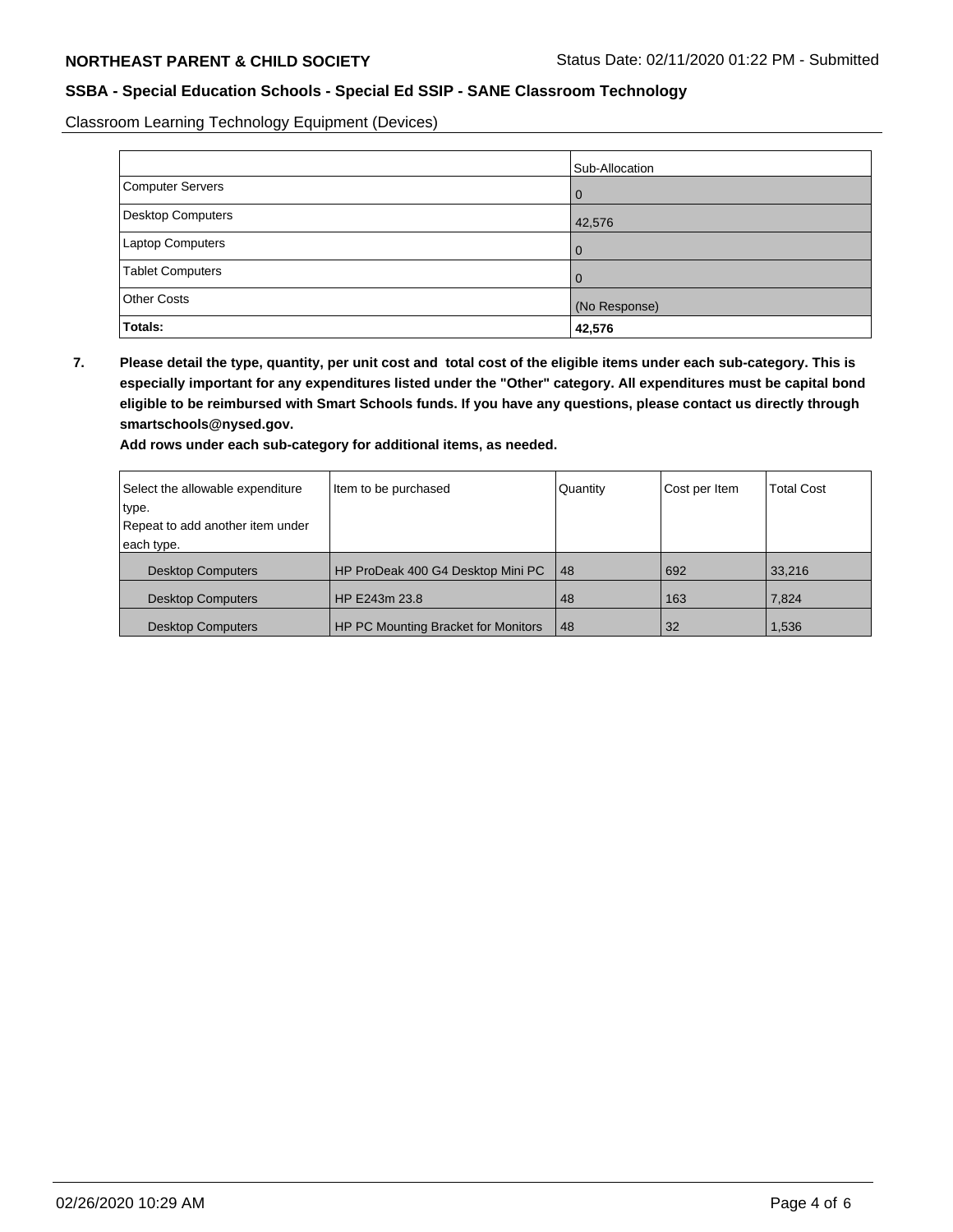Classroom Learning Technology Equipment (Devices)

| | Sub-Allocation |
|---|---|
| Computer Servers | 0 |
| Desktop Computers | 42,576 |
| Laptop Computers | 0 |
| Tablet Computers | 0 |
| Other Costs | (No Response) |
| **Totals:** | **42,576** |

**7. Please detail the type, quantity, per unit cost and total cost of the eligible items under each sub-category. This is especially important for any expenditures listed under the "Other" category. All expenditures must be capital bond eligible to be reimbursed with Smart Schools funds. If you have any questions, please contact us directly through smartschools@nysed.gov.**

**Add rows under each sub-category for additional items, as needed.**

| Select the allowable expenditure type. Repeat to add another item under each type. | Item to be purchased | Quantity | Cost per Item | Total Cost |
|---|---|---|---|---|
| Desktop Computers | HP ProDeak 400 G4 Desktop Mini PC | 48 | 692 | 33,216 |
| Desktop Computers | HP E243m 23.8 | 48 | 163 | 7,824 |
| Desktop Computers | HP PC Mounting Bracket for Monitors | 48 | 32 | 1,536 |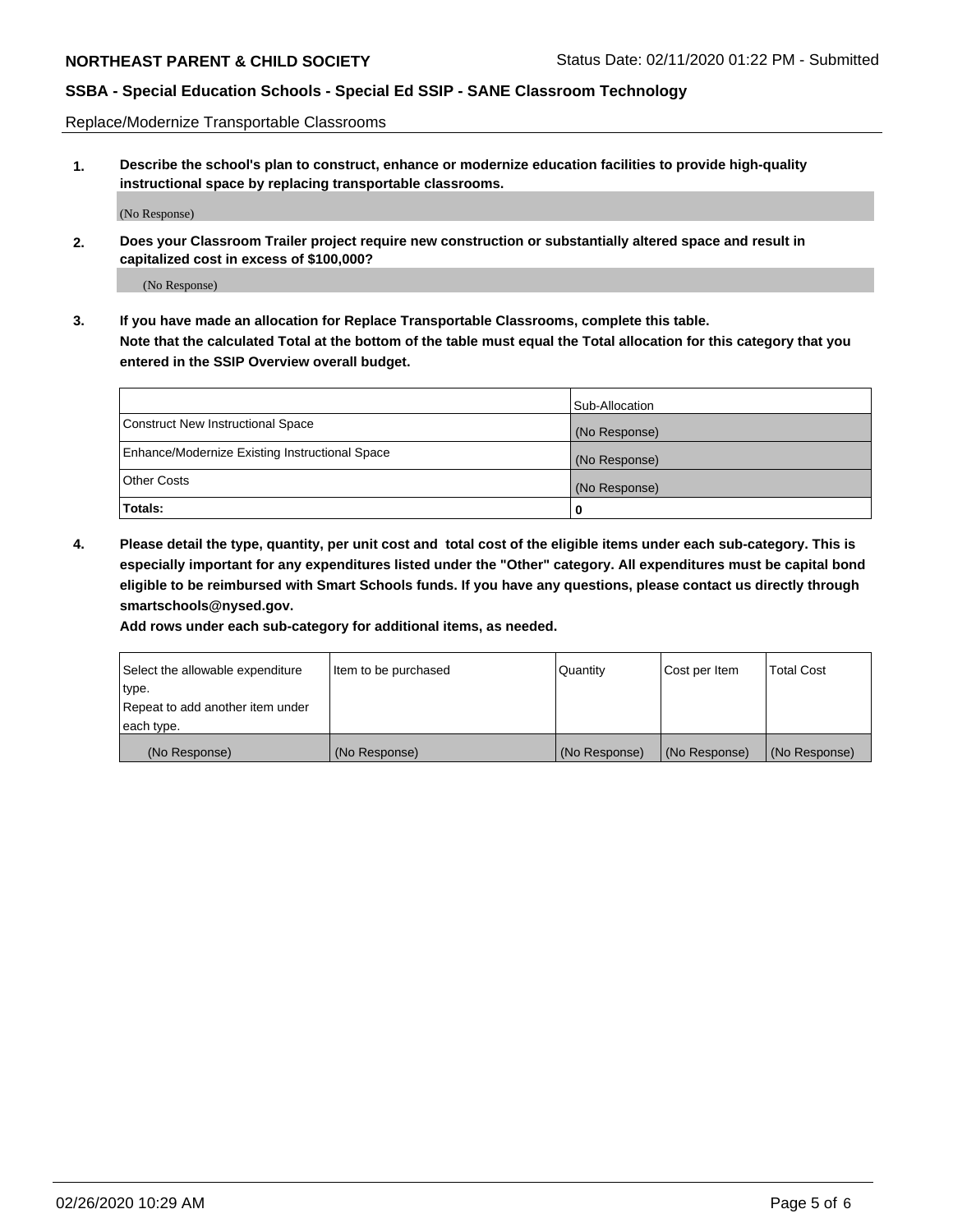Replace/Modernize Transportable Classrooms

**1. Describe the school's plan to construct, enhance or modernize education facilities to provide high-quality instructional space by replacing transportable classrooms.**

(No Response)

**2. Does your Classroom Trailer project require new construction or substantially altered space and result in capitalized cost in excess of $100,000?**

(No Response)

**3. If you have made an allocation for Replace Transportable Classrooms, complete this table. Note that the calculated Total at the bottom of the table must equal the Total allocation for this category that you entered in the SSIP Overview overall budget.**

| | Sub-Allocation |
|---|---|
| Construct New Instructional Space | (No Response) |
| Enhance/Modernize Existing Instructional Space | (No Response) |
| Other Costs | (No Response) |
| **Totals:** | **0** |

**4. Please detail the type, quantity, per unit cost and total cost of the eligible items under each sub-category. This is especially important for any expenditures listed under the "Other" category. All expenditures must be capital bond eligible to be reimbursed with Smart Schools funds. If you have any questions, please contact us directly through smartschools@nysed.gov.**

**Add rows under each sub-category for additional items, as needed.**

| Select the allowable expenditure type. Repeat to add another item under each type. | Item to be purchased | Quantity | Cost per Item | Total Cost |
|---|---|---|---|---|
| (No Response) | (No Response) | (No Response) | (No Response) | (No Response) |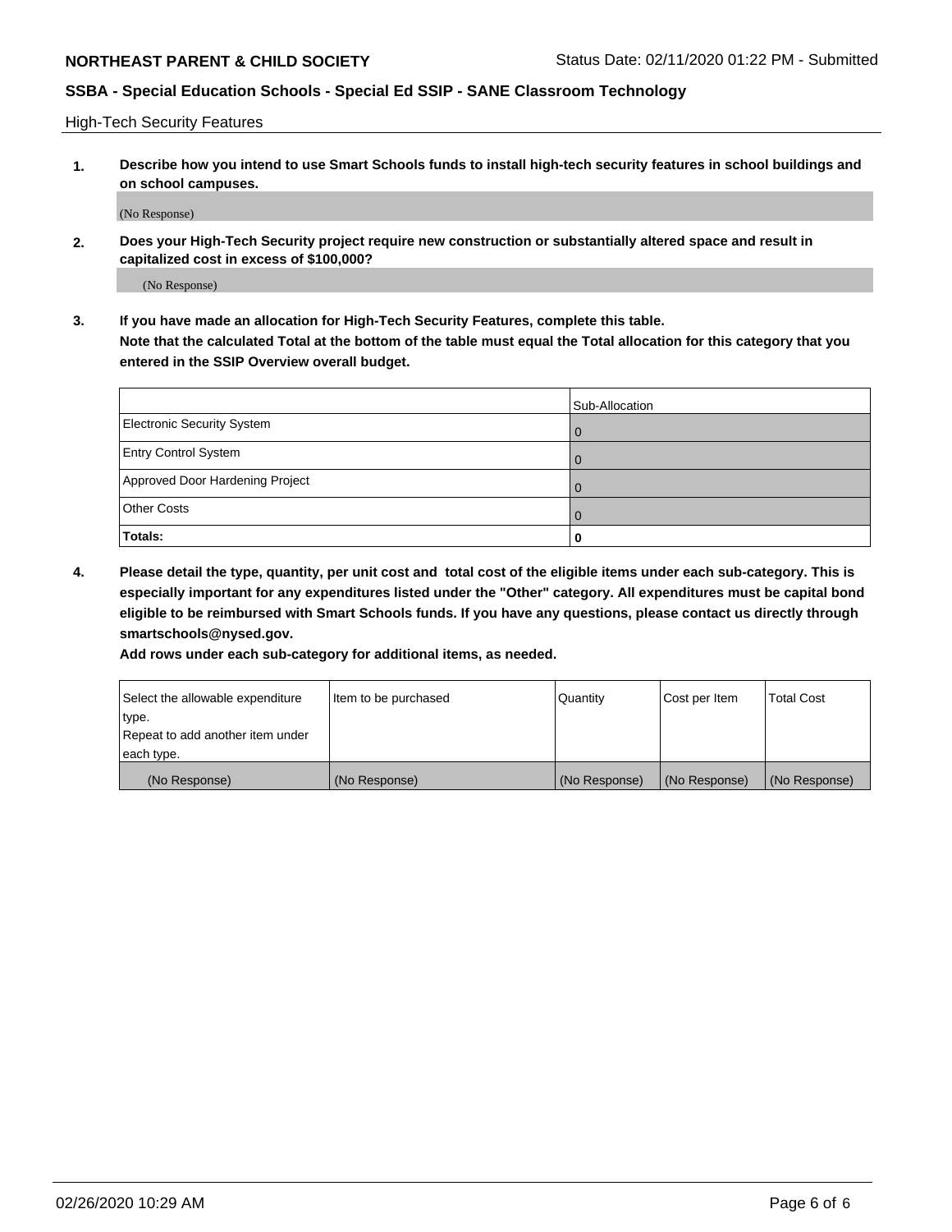High-Tech Security Features

**1. Describe how you intend to use Smart Schools funds to install high-tech security features in school buildings and on school campuses.**

(No Response)

**2. Does your High-Tech Security project require new construction or substantially altered space and result in capitalized cost in excess of $100,000?**

(No Response)

**3. If you have made an allocation for High-Tech Security Features, complete this table. Note that the calculated Total at the bottom of the table must equal the Total allocation for this category that you entered in the SSIP Overview overall budget.**

| | Sub-Allocation |
|---|---|
| Electronic Security System | 0 |
| Entry Control System | 0 |
| Approved Door Hardening Project | 0 |
| Other Costs | 0 |
| **Totals:** | **0** |

**4. Please detail the type, quantity, per unit cost and total cost of the eligible items under each sub-category. This is especially important for any expenditures listed under the "Other" category. All expenditures must be capital bond eligible to be reimbursed with Smart Schools funds. If you have any questions, please contact us directly through smartschools@nysed.gov.**

**Add rows under each sub-category for additional items, as needed.**

| Select the allowable expenditure type. Repeat to add another item under each type. | Item to be purchased | Quantity | Cost per Item | Total Cost |
|---|---|---|---|---|
| (No Response) | (No Response) | (No Response) | (No Response) | (No Response) |